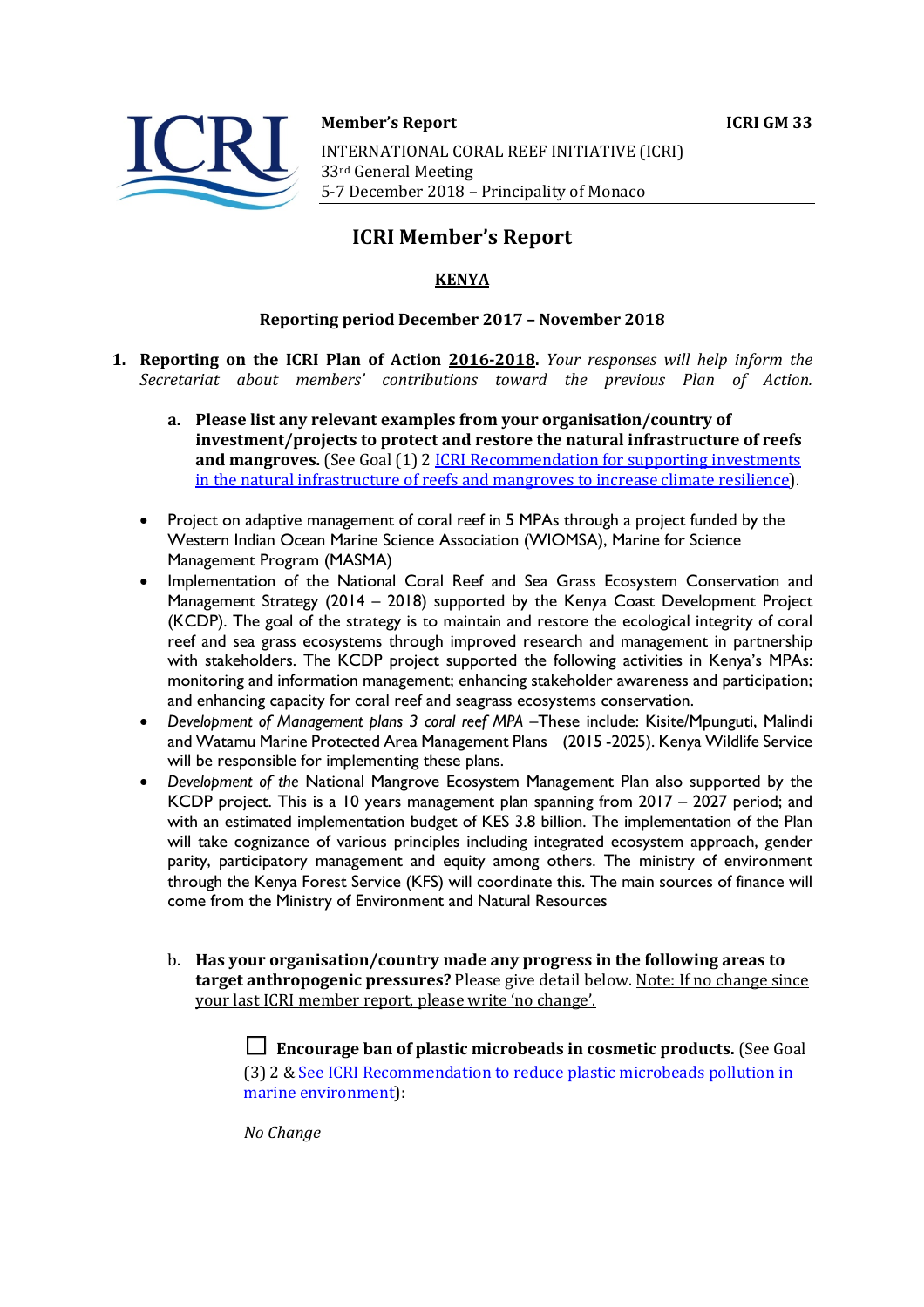**Member's Report** **ICRI GM 33**

INTERNATIONAL CORAL REEF INITIATIVE (ICRI)
33rd General Meeting
5-7 December 2018 – Principality of Monaco

# ICRI Member's Report

## KENYA

### Reporting period December 2017 – November 2018

1. **Reporting on the ICRI Plan of Action 2016-2018.** *Your responses will help inform the Secretariat about members' contributions toward the previous Plan of Action.*

   a. **Please list any relevant examples from your organisation/country of investment/projects to protect and restore the natural infrastructure of reefs and mangroves.** (See Goal (1) 2 ICRI Recommendation for supporting investments in the natural infrastructure of reefs and mangroves to increase climate resilience).

- Project on adaptive management of coral reef in 5 MPAs through a project funded by the Western Indian Ocean Marine Science Association (WIOMSA), Marine for Science Management Program (MASMA)
- Implementation of the National Coral Reef and Sea Grass Ecosystem Conservation and Management Strategy (2014 – 2018) supported by the Kenya Coast Development Project (KCDP). The goal of the strategy is to maintain and restore the ecological integrity of coral reef and sea grass ecosystems through improved research and management in partnership with stakeholders. The KCDP project supported the following activities in Kenya's MPAs: monitoring and information management; enhancing stakeholder awareness and participation; and enhancing capacity for coral reef and seagrass ecosystems conservation.
- *Development of Management plans 3 coral reef MPA* –These include: Kisite/Mpunguti, Malindi and Watamu Marine Protected Area Management Plans (2015 -2025). Kenya Wildlife Service will be responsible for implementing these plans.
- *Development of the* National Mangrove Ecosystem Management Plan also supported by the KCDP project. This is a 10 years management plan spanning from 2017 – 2027 period; and with an estimated implementation budget of KES 3.8 billion. The implementation of the Plan will take cognizance of various principles including integrated ecosystem approach, gender parity, participatory management and equity among others. The ministry of environment through the Kenya Forest Service (KFS) will coordinate this. The main sources of finance will come from the Ministry of Environment and Natural Resources

   b. **Has your organisation/country made any progress in the following areas to target anthropogenic pressures?** Please give detail below. Note: If no change since your last ICRI member report, please write 'no change'.

☐ **Encourage ban of plastic microbeads in cosmetic products.** (See Goal (3) 2 & See ICRI Recommendation to reduce plastic microbeads pollution in marine environment):

*No Change*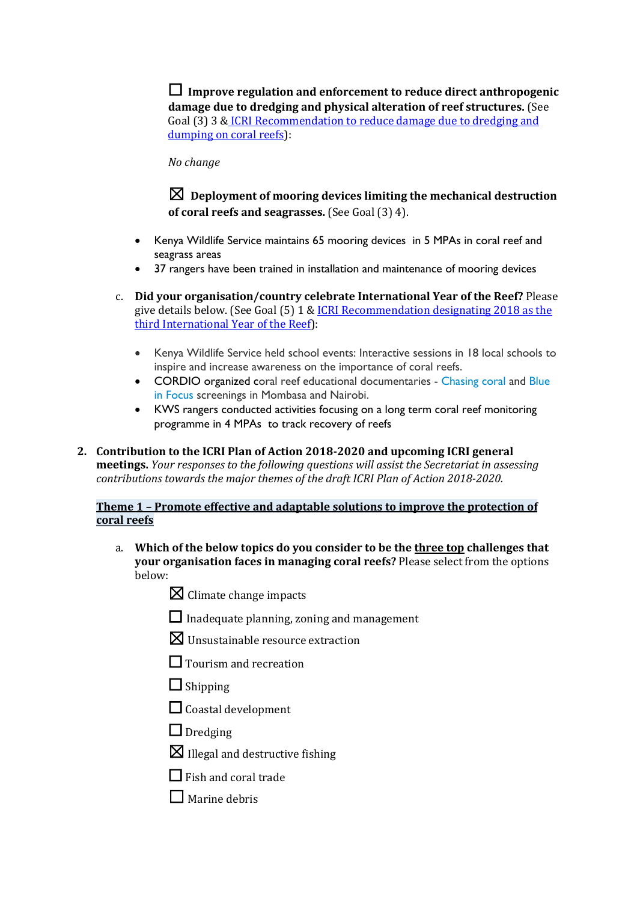☐ **Improve regulation and enforcement to reduce direct anthropogenic damage due to dredging and physical alteration of reef structures.** (See Goal (3) 3 & [ICRI Recommendation to reduce damage due to dredging and dumping on coral reefs]):

*No change*

☒ **Deployment of mooring devices limiting the mechanical destruction of coral reefs and seagrasses.** (See Goal (3) 4).

- Kenya Wildlife Service maintains 65 mooring devices in 5 MPAs in coral reef and seagrass areas
- 37 rangers have been trained in installation and maintenance of mooring devices

c. **Did your organisation/country celebrate International Year of the Reef?** Please give details below. (See Goal (5) 1 & [ICRI Recommendation designating 2018 as the third International Year of the Reef]):

- Kenya Wildlife Service held school events: Interactive sessions in 18 local schools to inspire and increase awareness on the importance of coral reefs.
- CORDIO organized coral reef educational documentaries - Chasing coral and Blue in Focus screenings in Mombasa and Nairobi.
- KWS rangers conducted activities focusing on a long term coral reef monitoring programme in 4 MPAs to track recovery of reefs

2. **Contribution to the ICRI Plan of Action 2018-2020 and upcoming ICRI general meetings.** *Your responses to the following questions will assist the Secretariat in assessing contributions towards the major themes of the draft ICRI Plan of Action 2018-2020.*

**Theme 1 – Promote effective and adaptable solutions to improve the protection of coral reefs**

a. **Which of the below topics do you consider to be the three top challenges that your organisation faces in managing coral reefs?** Please select from the options below:

☒ Climate change impacts

☐ Inadequate planning, zoning and management

☒ Unsustainable resource extraction

☐ Tourism and recreation

☐ Shipping

☐ Coastal development

☐ Dredging

☒ Illegal and destructive fishing

☐ Fish and coral trade

☐ Marine debris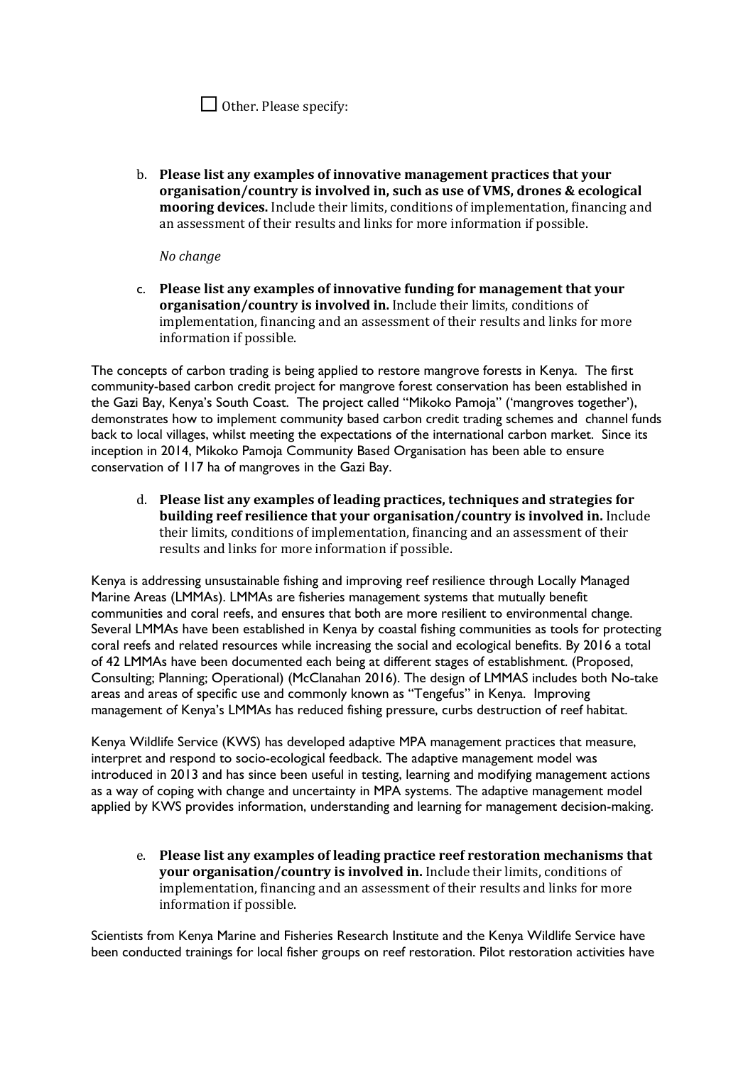☐ Other. Please specify:

b. **Please list any examples of innovative management practices that your organisation/country is involved in, such as use of VMS, drones & ecological mooring devices.** Include their limits, conditions of implementation, financing and an assessment of their results and links for more information if possible.

*No change*

c. **Please list any examples of innovative funding for management that your organisation/country is involved in.** Include their limits, conditions of implementation, financing and an assessment of their results and links for more information if possible.

The concepts of carbon trading is being applied to restore mangrove forests in Kenya. The first community-based carbon credit project for mangrove forest conservation has been established in the Gazi Bay, Kenya's South Coast. The project called "Mikoko Pamoja" ('mangroves together'), demonstrates how to implement community based carbon credit trading schemes and channel funds back to local villages, whilst meeting the expectations of the international carbon market. Since its inception in 2014, Mikoko Pamoja Community Based Organisation has been able to ensure conservation of 117 ha of mangroves in the Gazi Bay.

d. **Please list any examples of leading practices, techniques and strategies for building reef resilience that your organisation/country is involved in.** Include their limits, conditions of implementation, financing and an assessment of their results and links for more information if possible.

Kenya is addressing unsustainable fishing and improving reef resilience through Locally Managed Marine Areas (LMMAs). LMMAs are fisheries management systems that mutually benefit communities and coral reefs, and ensures that both are more resilient to environmental change. Several LMMAs have been established in Kenya by coastal fishing communities as tools for protecting coral reefs and related resources while increasing the social and ecological benefits. By 2016 a total of 42 LMMAs have been documented each being at different stages of establishment. (Proposed, Consulting; Planning; Operational) (McClanahan 2016). The design of LMMAS includes both No-take areas and areas of specific use and commonly known as "Tengefus" in Kenya. Improving management of Kenya's LMMAs has reduced fishing pressure, curbs destruction of reef habitat.

Kenya Wildlife Service (KWS) has developed adaptive MPA management practices that measure, interpret and respond to socio-ecological feedback. The adaptive management model was introduced in 2013 and has since been useful in testing, learning and modifying management actions as a way of coping with change and uncertainty in MPA systems. The adaptive management model applied by KWS provides information, understanding and learning for management decision-making.

e. **Please list any examples of leading practice reef restoration mechanisms that your organisation/country is involved in.** Include their limits, conditions of implementation, financing and an assessment of their results and links for more information if possible.

Scientists from Kenya Marine and Fisheries Research Institute and the Kenya Wildlife Service have been conducted trainings for local fisher groups on reef restoration. Pilot restoration activities have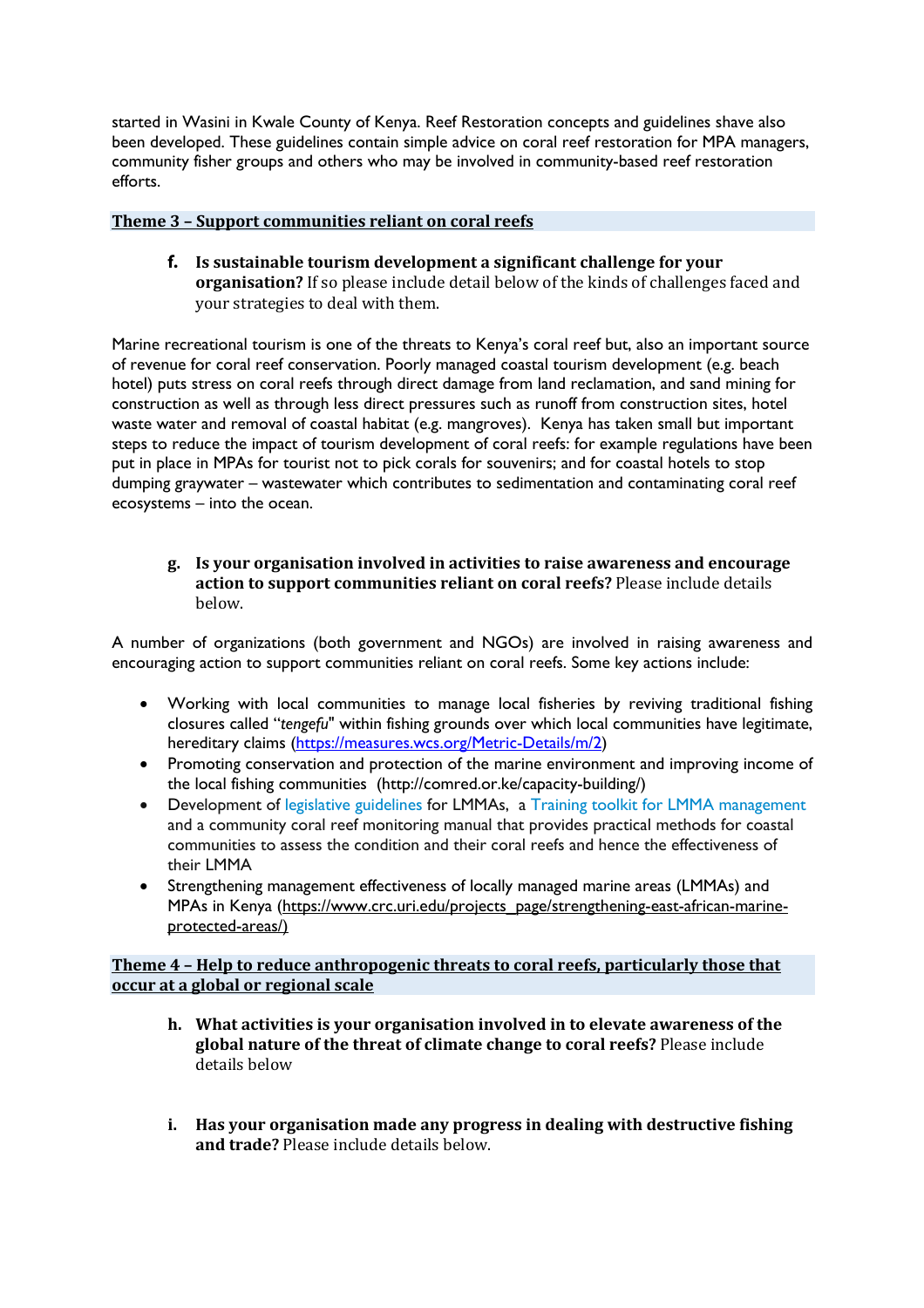started in Wasini in Kwale County of Kenya. Reef Restoration concepts and guidelines shave also been developed. These guidelines contain simple advice on coral reef restoration for MPA managers, community fisher groups and others who may be involved in community-based reef restoration efforts.

## Theme 3 – Support communities reliant on coral reefs

**f. Is sustainable tourism development a significant challenge for your organisation?** If so please include detail below of the kinds of challenges faced and your strategies to deal with them.

Marine recreational tourism is one of the threats to Kenya's coral reef but, also an important source of revenue for coral reef conservation. Poorly managed coastal tourism development (e.g. beach hotel) puts stress on coral reefs through direct damage from land reclamation, and sand mining for construction as well as through less direct pressures such as runoff from construction sites, hotel waste water and removal of coastal habitat (e.g. mangroves). Kenya has taken small but important steps to reduce the impact of tourism development of coral reefs: for example regulations have been put in place in MPAs for tourist not to pick corals for souvenirs; and for coastal hotels to stop dumping graywater – wastewater which contributes to sedimentation and contaminating coral reef ecosystems – into the ocean.

**g. Is your organisation involved in activities to raise awareness and encourage action to support communities reliant on coral reefs?** Please include details below.

A number of organizations (both government and NGOs) are involved in raising awareness and encouraging action to support communities reliant on coral reefs. Some key actions include:

- Working with local communities to manage local fisheries by reviving traditional fishing closures called "*tengefu*" within fishing grounds over which local communities have legitimate, hereditary claims (https://measures.wcs.org/Metric-Details/m/2)
- Promoting conservation and protection of the marine environment and improving income of the local fishing communities (http://comred.or.ke/capacity-building/)
- Development of legislative guidelines for LMMAs, a Training toolkit for LMMA management and a community coral reef monitoring manual that provides practical methods for coastal communities to assess the condition and their coral reefs and hence the effectiveness of their LMMA
- Strengthening management effectiveness of locally managed marine areas (LMMAs) and MPAs in Kenya (https://www.crc.uri.edu/projects_page/strengthening-east-african-marine-protected-areas/)

## Theme 4 – Help to reduce anthropogenic threats to coral reefs, particularly those that occur at a global or regional scale

**h. What activities is your organisation involved in to elevate awareness of the global nature of the threat of climate change to coral reefs?** Please include details below

**i. Has your organisation made any progress in dealing with destructive fishing and trade?** Please include details below.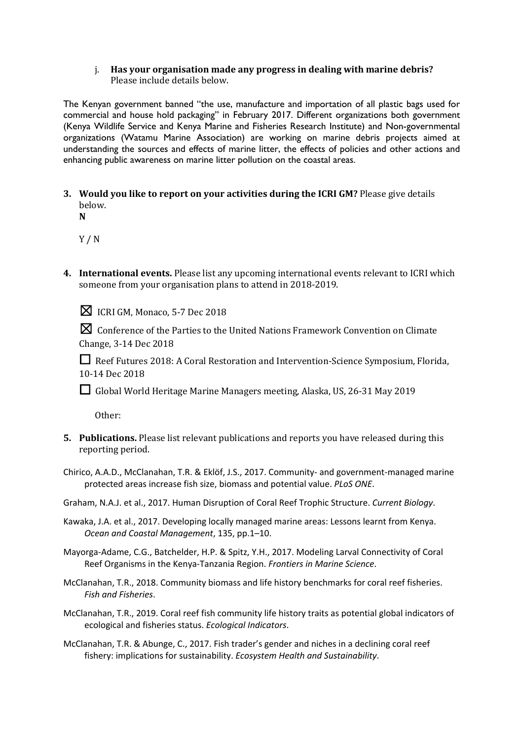j. **Has your organisation made any progress in dealing with marine debris?** Please include details below.

The Kenyan government banned "the use, manufacture and importation of all plastic bags used for commercial and house hold packaging" in February 2017. Different organizations both government (Kenya Wildlife Service and Kenya Marine and Fisheries Research Institute) and Non-governmental organizations (Watamu Marine Association) are working on marine debris projects aimed at understanding the sources and effects of marine litter, the effects of policies and other actions and enhancing public awareness on marine litter pollution on the coastal areas.

3. **Would you like to report on your activities during the ICRI GM?** Please give details below.
   **N**

   Y / N

4. **International events.** Please list any upcoming international events relevant to ICRI which someone from your organisation plans to attend in 2018-2019.

   ☒ ICRI GM, Monaco, 5-7 Dec 2018

   ☒ Conference of the Parties to the United Nations Framework Convention on Climate Change, 3-14 Dec 2018

   ☐ Reef Futures 2018: A Coral Restoration and Intervention-Science Symposium, Florida, 10-14 Dec 2018

   ☐ Global World Heritage Marine Managers meeting, Alaska, US, 26-31 May 2019

   Other:

5. **Publications.** Please list relevant publications and reports you have released during this reporting period.

Chirico, A.A.D., McClanahan, T.R. & Eklöf, J.S., 2017. Community- and government-managed marine protected areas increase fish size, biomass and potential value. *PLoS ONE*.

Graham, N.A.J. et al., 2017. Human Disruption of Coral Reef Trophic Structure. *Current Biology*.

Kawaka, J.A. et al., 2017. Developing locally managed marine areas: Lessons learnt from Kenya. *Ocean and Coastal Management*, 135, pp.1–10.

Mayorga-Adame, C.G., Batchelder, H.P. & Spitz, Y.H., 2017. Modeling Larval Connectivity of Coral Reef Organisms in the Kenya-Tanzania Region. *Frontiers in Marine Science*.

McClanahan, T.R., 2018. Community biomass and life history benchmarks for coral reef fisheries. *Fish and Fisheries*.

McClanahan, T.R., 2019. Coral reef fish community life history traits as potential global indicators of ecological and fisheries status. *Ecological Indicators*.

McClanahan, T.R. & Abunge, C., 2017. Fish trader's gender and niches in a declining coral reef fishery: implications for sustainability. *Ecosystem Health and Sustainability*.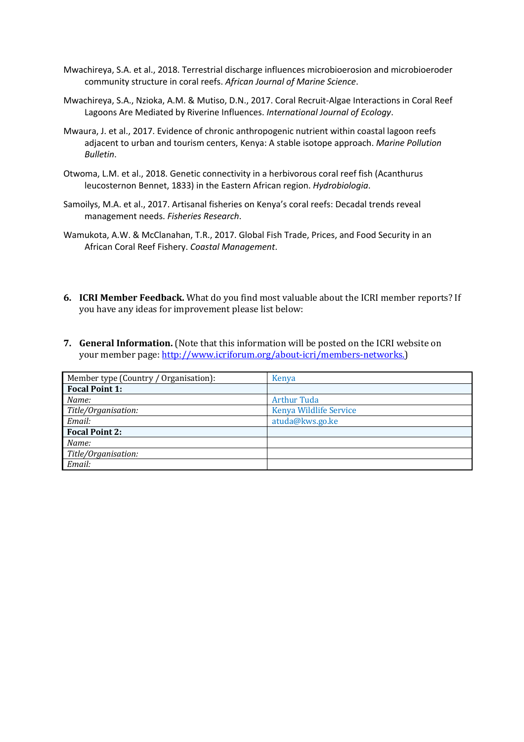Mwachireya, S.A. et al., 2018. Terrestrial discharge influences microbioerosion and microbioeroder community structure in coral reefs. *African Journal of Marine Science*.

Mwachireya, S.A., Nzioka, A.M. & Mutiso, D.N., 2017. Coral Recruit-Algae Interactions in Coral Reef Lagoons Are Mediated by Riverine Influences. *International Journal of Ecology*.

Mwaura, J. et al., 2017. Evidence of chronic anthropogenic nutrient within coastal lagoon reefs adjacent to urban and tourism centers, Kenya: A stable isotope approach. *Marine Pollution Bulletin*.

Otwoma, L.M. et al., 2018. Genetic connectivity in a herbivorous coral reef fish (Acanthurus leucosternon Bennet, 1833) in the Eastern African region. *Hydrobiologia*.

Samoilys, M.A. et al., 2017. Artisanal fisheries on Kenya's coral reefs: Decadal trends reveal management needs. *Fisheries Research*.

Wamukota, A.W. & McClanahan, T.R., 2017. Global Fish Trade, Prices, and Food Security in an African Coral Reef Fishery. *Coastal Management*.

6. **ICRI Member Feedback.** What do you find most valuable about the ICRI member reports? If you have any ideas for improvement please list below:

7. **General Information.** (Note that this information will be posted on the ICRI website on your member page: http://www.icriforum.org/about-icri/members-networks.)

| | |
|---|---|
| Member type (Country / Organisation): | Kenya |
| **Focal Point 1:** | |
| *Name:* | Arthur Tuda |
| *Title/Organisation:* | Kenya Wildlife Service |
| *Email:* | atuda@kws.go.ke |
| **Focal Point 2:** | |
| *Name:* | |
| *Title/Organisation:* | |
| *Email:* | |